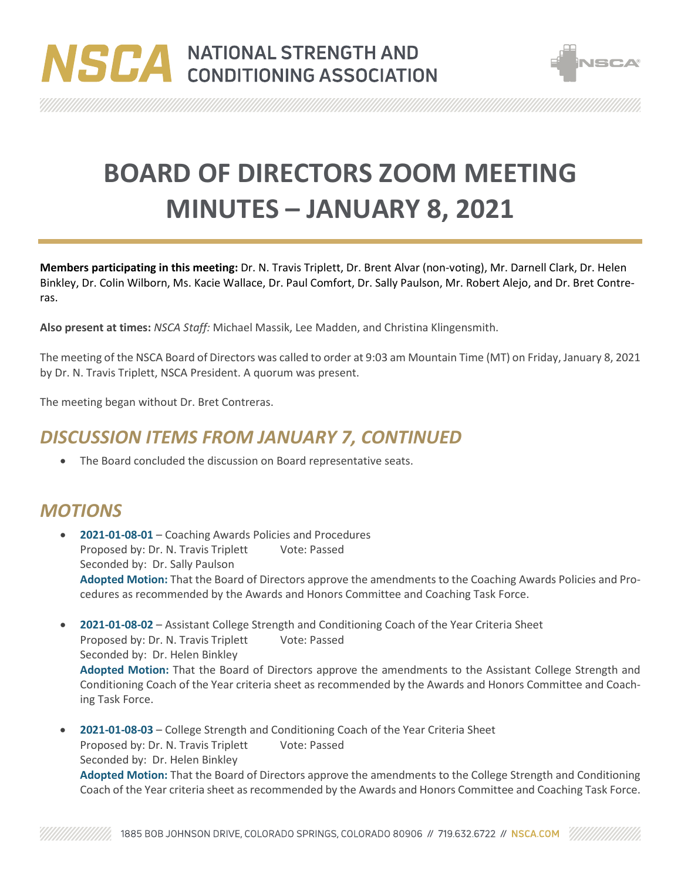# BOARD OF DIRECTORS ZOOM MEETING MINUTES – JANUARY 8, 2021

**Members participating in this meeting:** Dr. N. Travis Triplett, Dr. Brent Alvar (non-voting), Mr. Darnell Clark, Dr. Helen Binkley, Dr. Colin Wilborn, Ms. Kacie Wallace, Dr. Paul Comfort, Dr. Sally Paulson, Mr. Robert Alejo, and Dr. Bret Contreras.

**Also present at times:** *NSCA Staff:* Michael Massik, Lee Madden, and Christina Klingensmith.

The meeting of the NSCA Board of Directors was called to order at 9:03 am Mountain Time (MT) on Friday, January 8, 2021 by Dr. N. Travis Triplett, NSCA President. A quorum was present.

The meeting began without Dr. Bret Contreras.

## *DISCUSSION ITEMS FROM JANUARY 7, CONTINUED*

- The Board concluded the discussion on Board representative seats.

## *MOTIONS*

- **2021-01-08-01** – Coaching Awards Policies and Procedures
  Proposed by: Dr. N. Travis Triplett Vote: Passed
  Seconded by: Dr. Sally Paulson
  **Adopted Motion:** That the Board of Directors approve the amendments to the Coaching Awards Policies and Procedures as recommended by the Awards and Honors Committee and Coaching Task Force.

- **2021-01-08-02** – Assistant College Strength and Conditioning Coach of the Year Criteria Sheet
  Proposed by: Dr. N. Travis Triplett Vote: Passed
  Seconded by: Dr. Helen Binkley
  **Adopted Motion:** That the Board of Directors approve the amendments to the Assistant College Strength and Conditioning Coach of the Year criteria sheet as recommended by the Awards and Honors Committee and Coaching Task Force.

- **2021-01-08-03** – College Strength and Conditioning Coach of the Year Criteria Sheet
  Proposed by: Dr. N. Travis Triplett Vote: Passed
  Seconded by: Dr. Helen Binkley
  **Adopted Motion:** That the Board of Directors approve the amendments to the College Strength and Conditioning Coach of the Year criteria sheet as recommended by the Awards and Honors Committee and Coaching Task Force.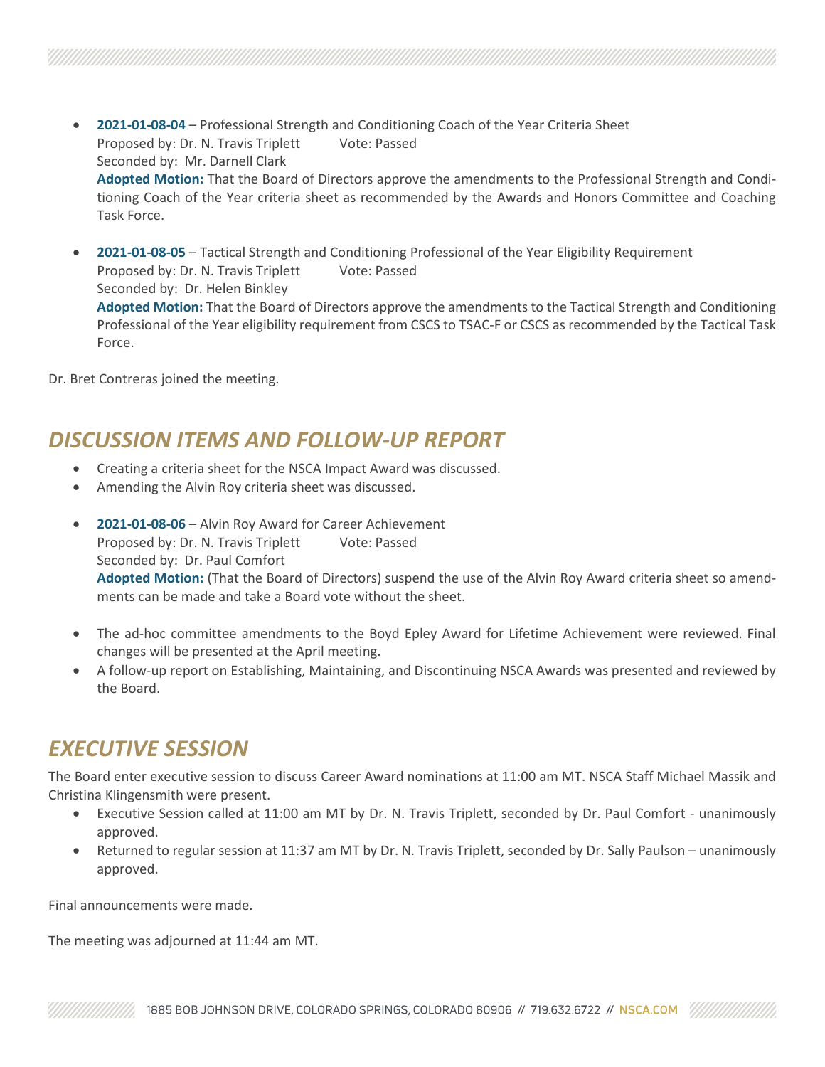- **2021-01-08-04** – Professional Strength and Conditioning Coach of the Year Criteria Sheet
  Proposed by: Dr. N. Travis Triplett Vote: Passed
  Seconded by: Mr. Darnell Clark
  **Adopted Motion:** That the Board of Directors approve the amendments to the Professional Strength and Conditioning Coach of the Year criteria sheet as recommended by the Awards and Honors Committee and Coaching Task Force.

- **2021-01-08-05** – Tactical Strength and Conditioning Professional of the Year Eligibility Requirement
  Proposed by: Dr. N. Travis Triplett Vote: Passed
  Seconded by: Dr. Helen Binkley
  **Adopted Motion:** That the Board of Directors approve the amendments to the Tactical Strength and Conditioning Professional of the Year eligibility requirement from CSCS to TSAC-F or CSCS as recommended by the Tactical Task Force.

Dr. Bret Contreras joined the meeting.

## *DISCUSSION ITEMS AND FOLLOW-UP REPORT*

- Creating a criteria sheet for the NSCA Impact Award was discussed.
- Amending the Alvin Roy criteria sheet was discussed.

- **2021-01-08-06** – Alvin Roy Award for Career Achievement
  Proposed by: Dr. N. Travis Triplett Vote: Passed
  Seconded by: Dr. Paul Comfort
  **Adopted Motion:** (That the Board of Directors) suspend the use of the Alvin Roy Award criteria sheet so amendments can be made and take a Board vote without the sheet.

- The ad-hoc committee amendments to the Boyd Epley Award for Lifetime Achievement were reviewed. Final changes will be presented at the April meeting.
- A follow-up report on Establishing, Maintaining, and Discontinuing NSCA Awards was presented and reviewed by the Board.

## *EXECUTIVE SESSION*

The Board enter executive session to discuss Career Award nominations at 11:00 am MT. NSCA Staff Michael Massik and Christina Klingensmith were present.

- Executive Session called at 11:00 am MT by Dr. N. Travis Triplett, seconded by Dr. Paul Comfort - unanimously approved.
- Returned to regular session at 11:37 am MT by Dr. N. Travis Triplett, seconded by Dr. Sally Paulson – unanimously approved.

Final announcements were made.

The meeting was adjourned at 11:44 am MT.